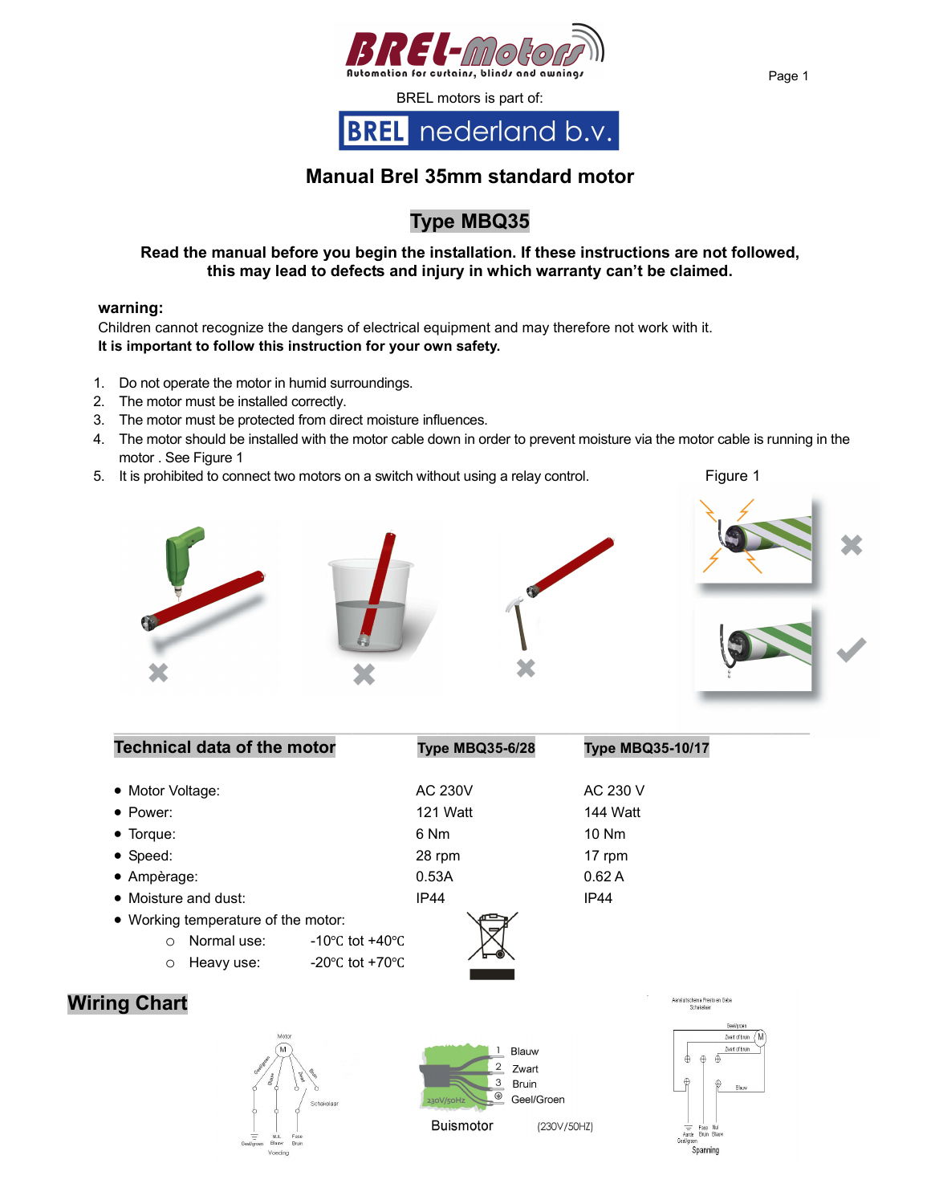BREL motors is part of:

# Manual Brel 35mm standard motor

## Type MBQ35

**Read the manual before you begin the installation. If these instructions are not followed, this may lead to defects and injury in which warranty can't be claimed.**

**warning:**

Children cannot recognize the dangers of electrical equipment and may therefore not work with it.
**It is important to follow this instruction for your own safety.**

1. Do not operate the motor in humid surroundings.
2. The motor must be installed correctly.
3. The motor must be protected from direct moisture influences.
4. The motor should be installed with the motor cable down in order to prevent moisture via the motor cable is running in the motor . See Figure 1
5. It is prohibited to connect two motors on a switch without using a relay control.

Figure 1

| Technical data of the motor | Type MBQ35-6/28 | Type MBQ35-10/17 |
|---|---|---|
| Motor Voltage: | AC 230V | AC 230 V |
| Power: | 121 Watt | 144 Watt |
| Torque: | 6 Nm | 10 Nm |
| Speed: | 28 rpm | 17 rpm |
| Ampèrage: | 0.53A | 0.62 A |
| Moisture and dust: | IP44 | IP44 |

- Working temperature of the motor:
  - Normal use: -10℃ tot +40℃
  - Heavy use: -20℃ tot +70℃

## Wiring Chart

1 Blauw
2 Zwart
3 Bruin
Geel/Groen

Buismotor (230V/50HZ)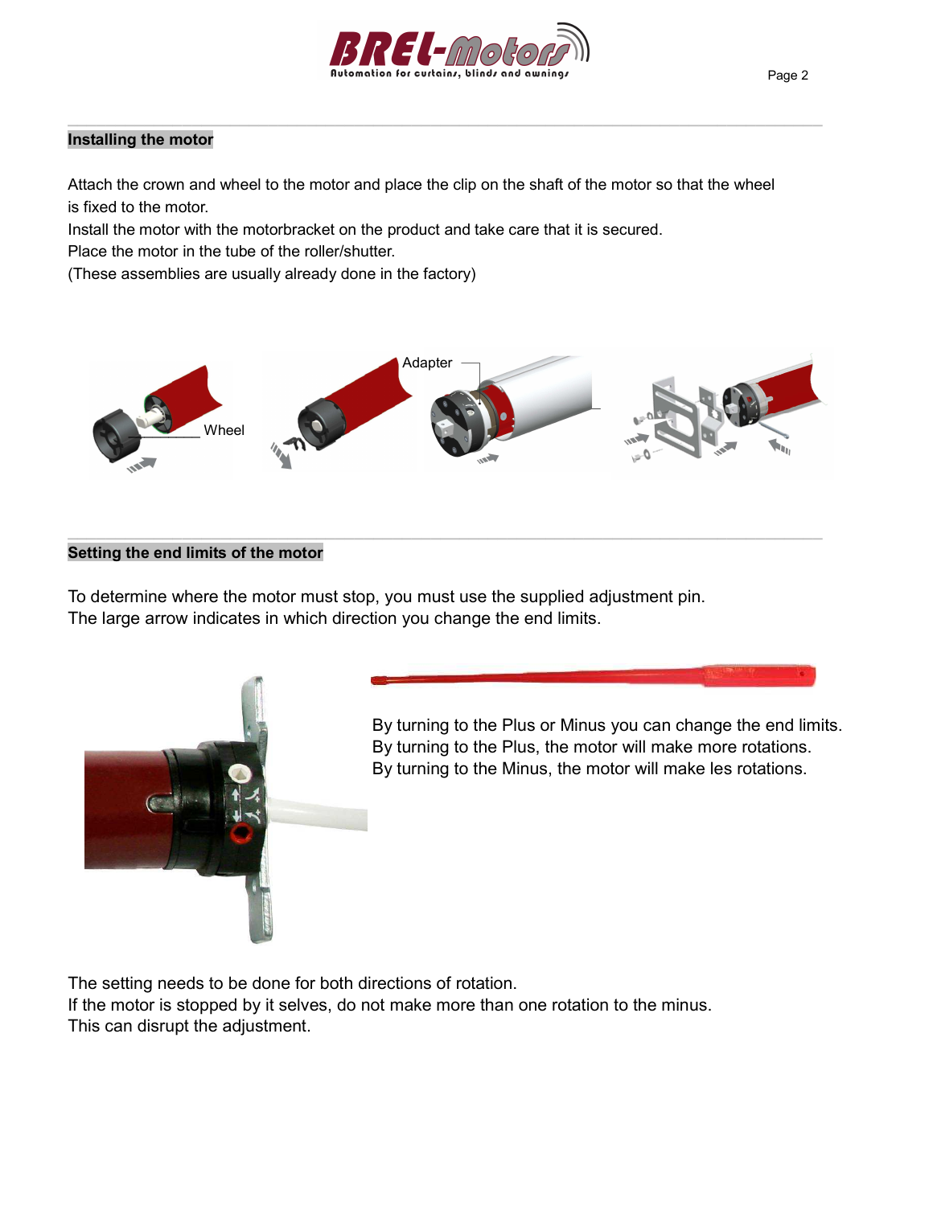## Installing the motor

Attach the crown and wheel to the motor and place the clip on the shaft of the motor so that the wheel is fixed to the motor.
Install the motor with the motorbracket on the product and take care that it is secured.
Place the motor in the tube of the roller/shutter.
(These assemblies are usually already done in the factory)

Adapter

Wheel

## Setting the end limits of the motor

To determine where the motor must stop, you must use the supplied adjustment pin.
The large arrow indicates in which direction you change the end limits.

By turning to the Plus or Minus you can change the end limits.
By turning to the Plus, the motor will make more rotations.
By turning to the Minus, the motor will make les rotations.

The setting needs to be done for both directions of rotation.
If the motor is stopped by it selves, do not make more than one rotation to the minus.
This can disrupt the adjustment.